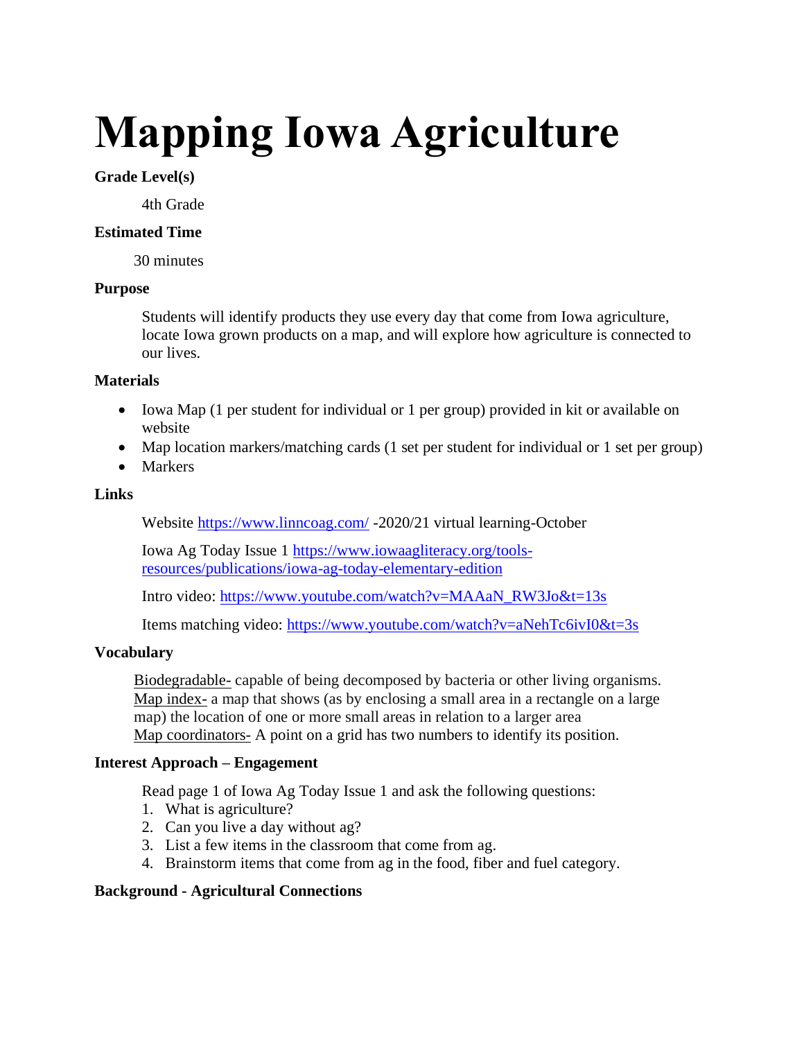# Mapping Iowa Agriculture

**Grade Level(s)**

4th Grade

**Estimated Time**

30 minutes

**Purpose**

Students will identify products they use every day that come from Iowa agriculture, locate Iowa grown products on a map, and will explore how agriculture is connected to our lives.

**Materials**

- Iowa Map (1 per student for individual or 1 per group) provided in kit or available on website
- Map location markers/matching cards (1 set per student for individual or 1 set per group)
- Markers

**Links**

Website https://www.linncoag.com/ -2020/21 virtual learning-October

Iowa Ag Today Issue 1 https://www.iowaagliteracy.org/tools-resources/publications/iowa-ag-today-elementary-edition

Intro video: https://www.youtube.com/watch?v=MAAaN_RW3Jo&t=13s

Items matching video: https://www.youtube.com/watch?v=aNehTc6ivI0&t=3s

**Vocabulary**

Biodegradable- capable of being decomposed by bacteria or other living organisms.
Map index- a map that shows (as by enclosing a small area in a rectangle on a large map) the location of one or more small areas in relation to a larger area
Map coordinators- A point on a grid has two numbers to identify its position.

**Interest Approach – Engagement**

Read page 1 of Iowa Ag Today Issue 1 and ask the following questions:

1. What is agriculture?
2. Can you live a day without ag?
3. List a few items in the classroom that come from ag.
4. Brainstorm items that come from ag in the food, fiber and fuel category.

**Background - Agricultural Connections**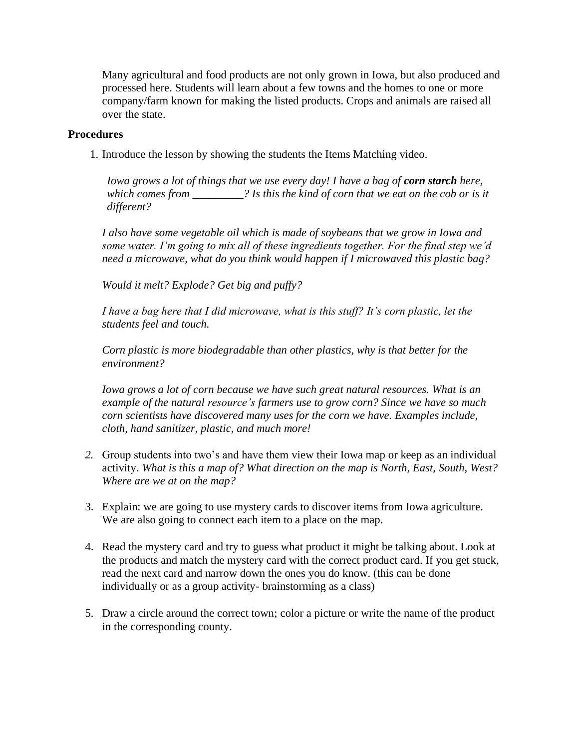Many agricultural and food products are not only grown in Iowa, but also produced and processed here. Students will learn about a few towns and the homes to one or more company/farm known for making the listed products. Crops and animals are raised all over the state.

**Procedures**

1. Introduce the lesson by showing the students the Items Matching video.

   *Iowa grows a lot of things that we use every day! I have a bag of* ***corn starch*** *here, which comes from _________? Is this the kind of corn that we eat on the cob or is it different?*

   *I also have some vegetable oil which is made of soybeans that we grow in Iowa and some water. I'm going to mix all of these ingredients together. For the final step we'd need a microwave, what do you think would happen if I microwaved this plastic bag?*

   *Would it melt? Explode? Get big and puffy?*

   *I have a bag here that I did microwave, what is this stuff? It's corn plastic, let the students feel and touch.*

   *Corn plastic is more biodegradable than other plastics, why is that better for the environment?*

   *Iowa grows a lot of corn because we have such great natural resources. What is an example of the natural resource's farmers use to grow corn? Since we have so much corn scientists have discovered many uses for the corn we have. Examples include, cloth, hand sanitizer, plastic, and much more!*

2. Group students into two's and have them view their Iowa map or keep as an individual activity. *What is this a map of? What direction on the map is North, East, South, West? Where are we at on the map?*

3. Explain: we are going to use mystery cards to discover items from Iowa agriculture. We are also going to connect each item to a place on the map.

4. Read the mystery card and try to guess what product it might be talking about. Look at the products and match the mystery card with the correct product card. If you get stuck, read the next card and narrow down the ones you do know. (this can be done individually or as a group activity- brainstorming as a class)

5. Draw a circle around the correct town; color a picture or write the name of the product in the corresponding county.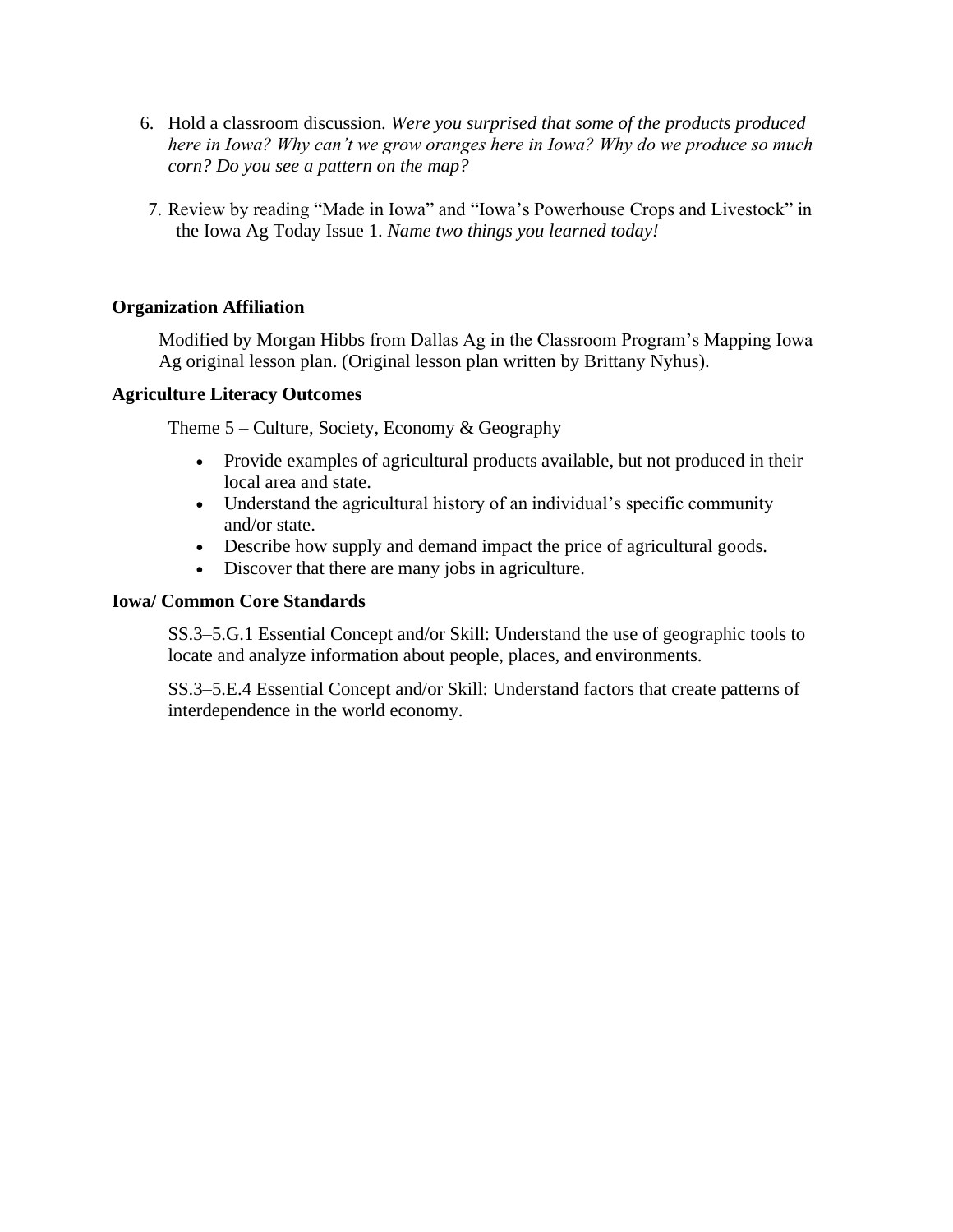6. Hold a classroom discussion. *Were you surprised that some of the products produced here in Iowa? Why can't we grow oranges here in Iowa? Why do we produce so much corn? Do you see a pattern on the map?*

7. Review by reading "Made in Iowa" and "Iowa's Powerhouse Crops and Livestock" in the Iowa Ag Today Issue 1. *Name two things you learned today!*

**Organization Affiliation**

Modified by Morgan Hibbs from Dallas Ag in the Classroom Program's Mapping Iowa Ag original lesson plan. (Original lesson plan written by Brittany Nyhus).

**Agriculture Literacy Outcomes**

Theme 5 – Culture, Society, Economy & Geography

- Provide examples of agricultural products available, but not produced in their local area and state.
- Understand the agricultural history of an individual's specific community and/or state.
- Describe how supply and demand impact the price of agricultural goods.
- Discover that there are many jobs in agriculture.

**Iowa/ Common Core Standards**

SS.3–5.G.1 Essential Concept and/or Skill: Understand the use of geographic tools to locate and analyze information about people, places, and environments.

SS.3–5.E.4 Essential Concept and/or Skill: Understand factors that create patterns of interdependence in the world economy.